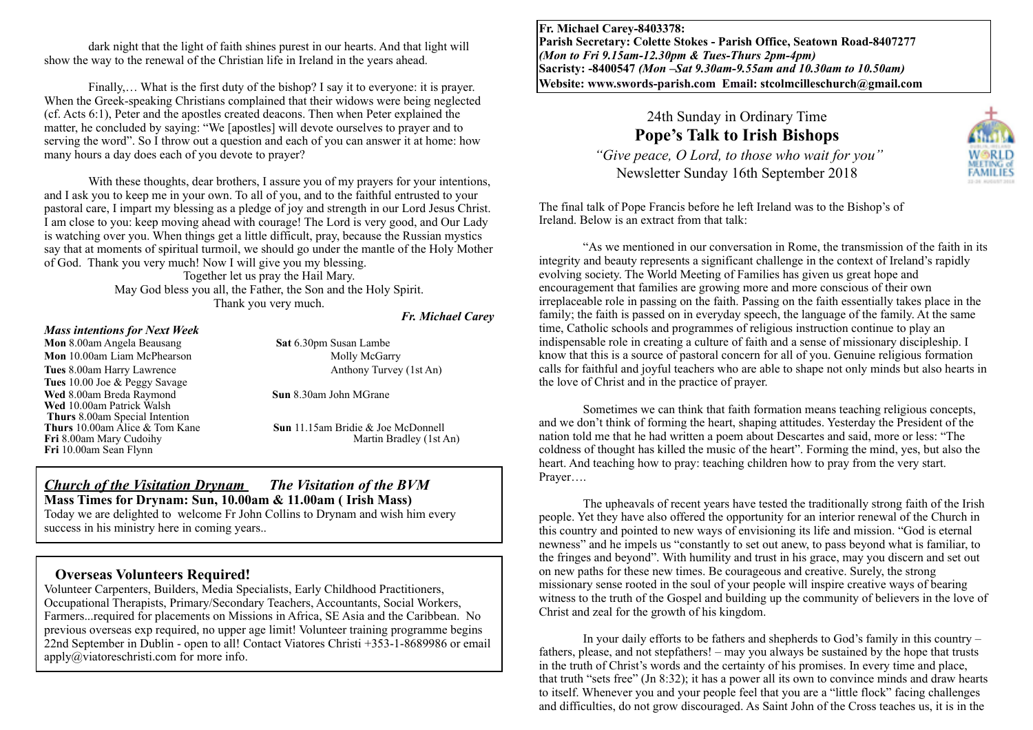**Fr. Michael Carey-8403378:**
**Parish Secretary: Colette Stokes - Parish Office, Seatown Road-8407277**
***(Mon to Fri 9.15am-12.30pm & Tues-Thurs 2pm-4pm)***
**Sacristy: -8400547** ***(Mon –Sat 9.30am-9.55am and 10.30am to 10.50am)***
**Website: www.swords-parish.com Email: stcolmcilleschurch@gmail.com**

24th Sunday in Ordinary Time

# Pope's Talk to Irish Bishops

*"Give peace, O Lord, to those who wait for you"*

Newsletter Sunday 16th September 2018

The final talk of Pope Francis before he left Ireland was to the Bishop's of Ireland. Below is an extract from that talk:

"As we mentioned in our conversation in Rome, the transmission of the faith in its integrity and beauty represents a significant challenge in the context of Ireland's rapidly evolving society. The World Meeting of Families has given us great hope and encouragement that families are growing more and more conscious of their own irreplaceable role in passing on the faith. Passing on the faith essentially takes place in the family; the faith is passed on in everyday speech, the language of the family. At the same time, Catholic schools and programmes of religious instruction continue to play an indispensable role in creating a culture of faith and a sense of missionary discipleship. I know that this is a source of pastoral concern for all of you. Genuine religious formation calls for faithful and joyful teachers who are able to shape not only minds but also hearts in the love of Christ and in the practice of prayer.

Sometimes we can think that faith formation means teaching religious concepts, and we don't think of forming the heart, shaping attitudes. Yesterday the President of the nation told me that he had written a poem about Descartes and said, more or less: "The coldness of thought has killed the music of the heart". Forming the mind, yes, but also the heart. And teaching how to pray: teaching children how to pray from the very start. Prayer….

The upheavals of recent years have tested the traditionally strong faith of the Irish people. Yet they have also offered the opportunity for an interior renewal of the Church in this country and pointed to new ways of envisioning its life and mission. "God is eternal newness" and he impels us "constantly to set out anew, to pass beyond what is familiar, to the fringes and beyond". With humility and trust in his grace, may you discern and set out on new paths for these new times. Be courageous and creative. Surely, the strong missionary sense rooted in the soul of your people will inspire creative ways of bearing witness to the truth of the Gospel and building up the community of believers in the love of Christ and zeal for the growth of his kingdom.

In your daily efforts to be fathers and shepherds to God's family in this country – fathers, please, and not stepfathers! – may you always be sustained by the hope that trusts in the truth of Christ's words and the certainty of his promises. In every time and place, that truth "sets free" (Jn 8:32); it has a power all its own to convince minds and draw hearts to itself. Whenever you and your people feel that you are a "little flock" facing challenges and difficulties, do not grow discouraged. As Saint John of the Cross teaches us, it is in the dark night that the light of faith shines purest in our hearts. And that light will show the way to the renewal of the Christian life in Ireland in the years ahead.

Finally,… What is the first duty of the bishop? I say it to everyone: it is prayer. When the Greek-speaking Christians complained that their widows were being neglected (cf. Acts 6:1), Peter and the apostles created deacons. Then when Peter explained the matter, he concluded by saying: "We [apostles] will devote ourselves to prayer and to serving the word". So I throw out a question and each of you can answer it at home: how many hours a day does each of you devote to prayer?

With these thoughts, dear brothers, I assure you of my prayers for your intentions, and I ask you to keep me in your own. To all of you, and to the faithful entrusted to your pastoral care, I impart my blessing as a pledge of joy and strength in our Lord Jesus Christ. I am close to you: keep moving ahead with courage! The Lord is very good, and Our Lady is watching over you. When things get a little difficult, pray, because the Russian mystics say that at moments of spiritual turmoil, we should go under the mantle of the Holy Mother of God. Thank you very much! Now I will give you my blessing.

Together let us pray the Hail Mary.
May God bless you all, the Father, the Son and the Holy Spirit.
Thank you very much.

*Fr. Michael Carey*

### *Mass intentions for Next Week*

**Mon** 8.00am Angela Beausang
**Mon** 10.00am Liam McPhearson
**Tues** 8.00am Harry Lawrence
**Tues** 10.00 Joe & Peggy Savage
**Wed** 8.00am Breda Raymond
**Wed** 10.00am Patrick Walsh
**Thurs** 8.00am Special Intention
**Thurs** 10.00am Alice & Tom Kane
**Fri** 8.00am Mary Cudoihy
**Fri** 10.00am Sean Flynn

**Sat** 6.30pm Susan Lambe
Molly McGarry
Anthony Turvey (1st An)
**Sun** 8.30am John MGrane
**Sun** 11.15am Bridie & Joe McDonnell
Martin Bradley (1st An)

## *Church of the Visitation Drynam* *The Visitation of the BVM*

**Mass Times for Drynam: Sun, 10.00am & 11.00am ( Irish Mass)**
Today we are delighted to welcome Fr John Collins to Drynam and wish him every success in his ministry here in coming years..

## Overseas Volunteers Required!

Volunteer Carpenters, Builders, Media Specialists, Early Childhood Practitioners, Occupational Therapists, Primary/Secondary Teachers, Accountants, Social Workers, Farmers...required for placements on Missions in Africa, SE Asia and the Caribbean. No previous overseas exp required, no upper age limit! Volunteer training programme begins 22nd September in Dublin - open to all! Contact Viatores Christi +353-1-8689986 or email apply@viatoreschristi.com for more info.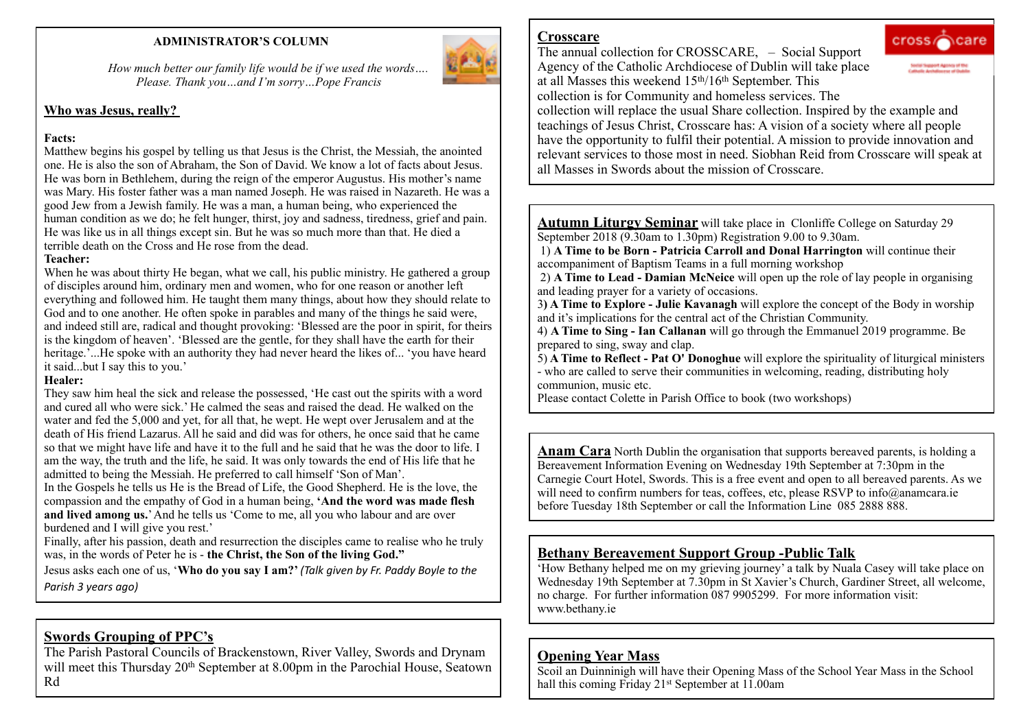## ADMINISTRATOR'S COLUMN

*How much better our family life would be if we used the words…. Please. Thank you…and I'm sorry…Pope Francis*

### Who was Jesus, really?

**Facts:**
Matthew begins his gospel by telling us that Jesus is the Christ, the Messiah, the anointed one. He is also the son of Abraham, the Son of David. We know a lot of facts about Jesus. He was born in Bethlehem, during the reign of the emperor Augustus. His mother's name was Mary. His foster father was a man named Joseph. He was raised in Nazareth. He was a good Jew from a Jewish family. He was a man, a human being, who experienced the human condition as we do; he felt hunger, thirst, joy and sadness, tiredness, grief and pain. He was like us in all things except sin. But he was so much more than that. He died a terrible death on the Cross and He rose from the dead.

**Teacher:**
When he was about thirty He began, what we call, his public ministry. He gathered a group of disciples around him, ordinary men and women, who for one reason or another left everything and followed him. He taught them many things, about how they should relate to God and to one another. He often spoke in parables and many of the things he said were, and indeed still are, radical and thought provoking: 'Blessed are the poor in spirit, for theirs is the kingdom of heaven'. 'Blessed are the gentle, for they shall have the earth for their heritage.'...He spoke with an authority they had never heard the likes of... 'you have heard it said...but I say this to you.'

**Healer:**
They saw him heal the sick and release the possessed, 'He cast out the spirits with a word and cured all who were sick.' He calmed the seas and raised the dead. He walked on the water and fed the 5,000 and yet, for all that, he wept. He wept over Jerusalem and at the death of His friend Lazarus. All he said and did was for others, he once said that he came so that we might have life and have it to the full and he said that he was the door to life. I am the way, the truth and the life, he said. It was only towards the end of His life that he admitted to being the Messiah. He preferred to call himself 'Son of Man'.

In the Gospels he tells us He is the Bread of Life, the Good Shepherd. He is the love, the compassion and the empathy of God in a human being, **'And the word was made flesh and lived among us.'** And he tells us 'Come to me, all you who labour and are over burdened and I will give you rest.'

Finally, after his passion, death and resurrection the disciples came to realise who he truly was, in the words of Peter he is - **the Christ, the Son of the living God."**

Jesus asks each one of us, '**Who do you say I am?'** *(Talk given by Fr. Paddy Boyle to the Parish 3 years ago)*

### Swords Grouping of PPC's

The Parish Pastoral Councils of Brackenstown, River Valley, Swords and Drynam will meet this Thursday 20th September at 8.00pm in the Parochial House, Seatown Rd

### Crosscare

The annual collection for CROSSCARE, – Social Support Agency of the Catholic Archdiocese of Dublin will take place at all Masses this weekend 15th/16th September. This collection is for Community and homeless services. The collection will replace the usual Share collection. Inspired by the example and teachings of Jesus Christ, Crosscare has: A vision of a society where all people have the opportunity to fulfil their potential. A mission to provide innovation and relevant services to those most in need. Siobhan Reid from Crosscare will speak at all Masses in Swords about the mission of Crosscare.

### Autumn Liturgy Seminar

**Autumn Liturgy Seminar** will take place in Clonliffe College on Saturday 29 September 2018 (9.30am to 1.30pm) Registration 9.00 to 9.30am.

1) **A Time to be Born - Patricia Carroll and Donal Harrington** will continue their accompaniment of Baptism Teams in a full morning workshop
2) **A Time to Lead - Damian McNeice** will open up the role of lay people in organising and leading prayer for a variety of occasions.
3) **A Time to Explore - Julie Kavanagh** will explore the concept of the Body in worship and it's implications for the central act of the Christian Community.
4) **A Time to Sing - Ian Callanan** will go through the Emmanuel 2019 programme. Be prepared to sing, sway and clap.
5) **A Time to Reflect - Pat O' Donoghue** will explore the spirituality of liturgical ministers - who are called to serve their communities in welcoming, reading, distributing holy communion, music etc.

Please contact Colette in Parish Office to book (two workshops)

### Anam Cara

**Anam Cara** North Dublin the organisation that supports bereaved parents, is holding a Bereavement Information Evening on Wednesday 19th September at 7:30pm in the Carnegie Court Hotel, Swords. This is a free event and open to all bereaved parents. As we will need to confirm numbers for teas, coffees, etc, please RSVP to info@anamcara.ie before Tuesday 18th September or call the Information Line 085 2888 888.

### Bethany Bereavement Support Group -Public Talk

'How Bethany helped me on my grieving journey' a talk by Nuala Casey will take place on Wednesday 19th September at 7.30pm in St Xavier's Church, Gardiner Street, all welcome, no charge. For further information 087 9905299. For more information visit: www.bethany.ie

### Opening Year Mass

Scoil an Duinninigh will have their Opening Mass of the School Year Mass in the School hall this coming Friday 21st September at 11.00am